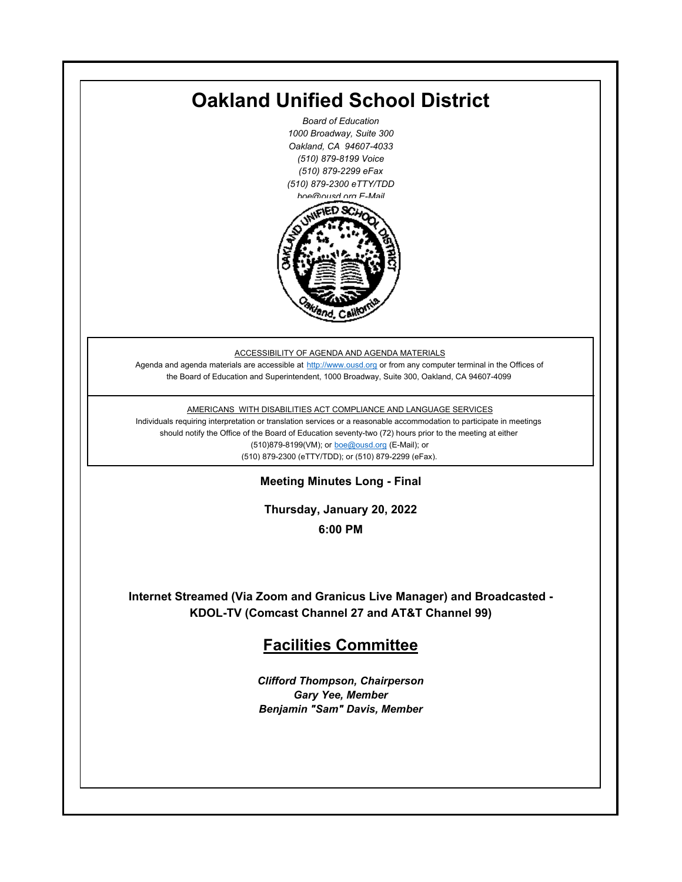# Oakland Unified School District

*Board of Education*
*1000 Broadway, Suite 300*
*Oakland, CA 94607-4033*
*(510) 879-8199 Voice*
*(510) 879-2299 eFax*
*(510) 879-2300 eTTY/TDD*
*boe@ousd.org E-Mail*

ACCESSIBILITY OF AGENDA AND AGENDA MATERIALS

Agenda and agenda materials are accessible at http://www.ousd.org or from any computer terminal in the Offices of the Board of Education and Superintendent, 1000 Broadway, Suite 300, Oakland, CA 94607-4099

AMERICANS WITH DISABILITIES ACT COMPLIANCE AND LANGUAGE SERVICES

Individuals requiring interpretation or translation services or a reasonable accommodation to participate in meetings should notify the Office of the Board of Education seventy-two (72) hours prior to the meeting at either (510)879-8199(VM); or boe@ousd.org (E-Mail); or (510) 879-2300 (eTTY/TDD); or (510) 879-2299 (eFax).

**Meeting Minutes Long - Final**

**Thursday, January 20, 2022**

**6:00 PM**

**Internet Streamed (Via Zoom and Granicus Live Manager) and Broadcasted - KDOL-TV (Comcast Channel 27 and AT&T Channel 99)**

## Facilities Committee

***Clifford Thompson, Chairperson***
***Gary Yee, Member***
***Benjamin "Sam" Davis, Member***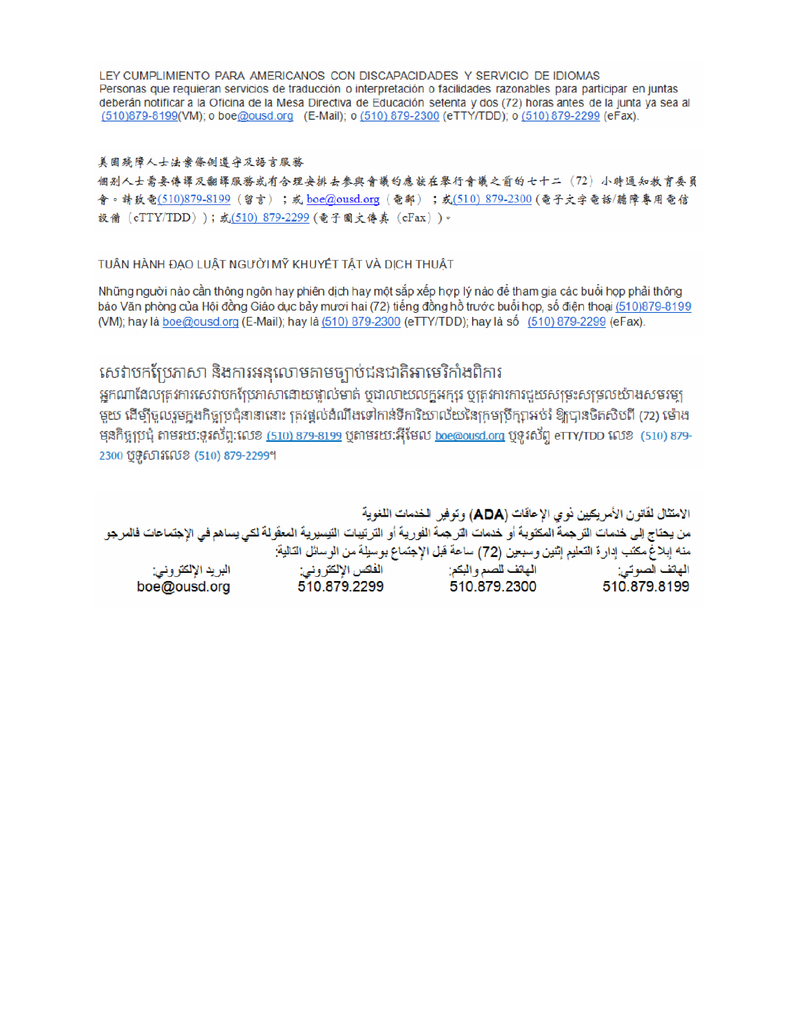LEY CUMPLIMIENTO PARA AMERICANOS CON DISCAPACIDADES Y SERVICIO DE IDIOMAS
Personas que requieran servicios de traducción o interpretación o facilidades razonables para participar en juntas deberán notificar a la Oficina de la Mesa Directiva de Educación setenta y dos (72) horas antes de la junta ya sea al (510)879-8199(VM); o boe@ousd.org (E-Mail); o (510) 879-2300 (eTTY/TDD); o (510) 879-2299 (eFax).

美國殘障人士法案條例遵守及語言服務
個別人士需要傳譯及翻譯服務或有合理安排去參與會議的應該在舉行會議之前的七十二（72）小時通知教育委員會。請致電(510)879-8199（留言）；或 boe@ousd.org（電郵）；或(510) 879-2300 (電子文字電話/聽障專用電信設備（eTTY/TDD））；或(510) 879-2299 (電子圖文傳真（eFax）)。

TUÂN HÀNH ĐẠO LUẬT NGƯỜI MỸ KHUYẾT TẬT VÀ DỊCH THUẬT

Những người nào cần thông ngôn hay phiên dịch hay một sắp xếp hợp lý nào để tham gia các buổi họp phải thông báo Văn phòng của Hội đồng Giáo dục bảy mươi hai (72) tiếng đồng hồ trước buổi họp, số điện thoại (510)879-8199 (VM); hay là boe@ousd.org (E-Mail); hay là (510) 879-2300 (eTTY/TDD); hay là số (510) 879-2299 (eFax).

សេវាបកប្រែភាសា និងការអនុលោមតាមច្បាប់ជនជាតិអាមេរិកាំងពិការ
អ្នកណាដែលត្រូវការសេវាបកប្រែភាសាដោយផ្ទាល់មាត់ ឬជាលាយលក្ខអក្សរ ឬត្រូវការការជួយសម្រះសម្រួលយ៉ាងសមរម្យមួយ ដើម្បីចូលរួមក្នុងកិច្ចប្រជុំនានានោះ ត្រូវផ្តល់ដំណឹងទៅកាន់ទីការិយាល័យនៃក្រុមប្រឹក្សាអប់រំ ឱ្យបានចិតសិបពីរ (72) ម៉ោង មុនកិច្ចប្រជុំ តាមរយៈទូរស័ព្ទ:លេខ (510) 879-8199 ឬតាមរយៈអ៊ីមែល boe@ousd.org ឬទូរស័ព្ទ eTTY/TDD លេខ (510) 879-2300 ឬទូសារលេខ (510) 879-2299។

الامتثال لقانون الأمريكيين ذوي الإعاقات (ADA) وتوفير الخدمات اللغوية
من يحتاج إلى خدمات الترجمة المكتوبة أو خدمات الترجمة الفورية أو الترتيبات التيسيرية المعقولة لكي يساهم في الإجتماعات فالمرجو منه إبلاغ مكتب إدارة التعليم إثنين وسبعين (72) ساعة قبل الإجتماع بوسيلة من الوسائل التالية:

| الهاتف الصوتي: | الهاتف للصم والبكم: | الفاكس الإلكتروني: | البريد الإلكتروني: |
|---|---|---|---|
| 510.879.8199 | 510.879.2300 | 510.879.2299 | boe@ousd.org |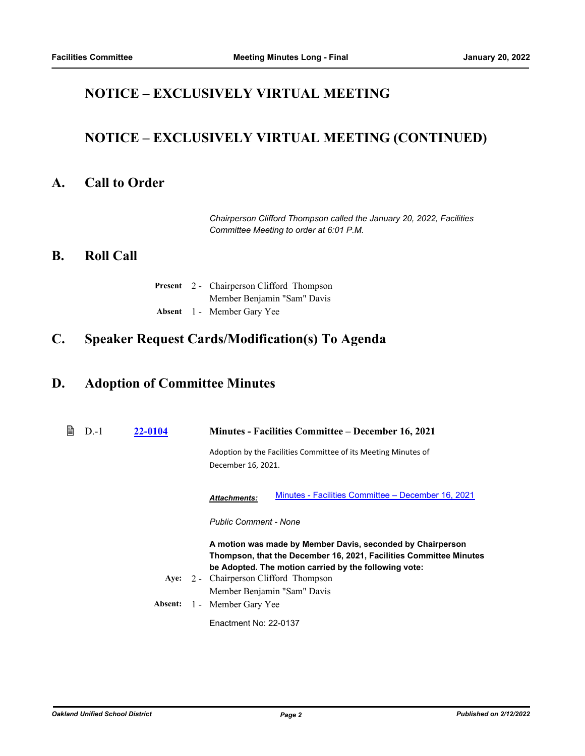## NOTICE – EXCLUSIVELY VIRTUAL MEETING

## NOTICE – EXCLUSIVELY VIRTUAL MEETING (CONTINUED)

# A. Call to Order

*Chairperson Clifford Thompson called the January 20, 2022, Facilities Committee Meeting to order at 6:01 P.M.*

# B. Roll Call

**Present** 2 - Chairperson Clifford Thompson
Member Benjamin "Sam" Davis

**Absent** 1 - Member Gary Yee

# C. Speaker Request Cards/Modification(s) To Agenda

# D. Adoption of Committee Minutes

D.-1 **22-0104** **Minutes - Facilities Committee – December 16, 2021**

Adoption by the Facilities Committee of its Meeting Minutes of December 16, 2021.

***Attachments:*** Minutes - Facilities Committee – December 16, 2021

*Public Comment - None*

**A motion was made by Member Davis, seconded by Chairperson Thompson, that the December 16, 2021, Facilities Committee Minutes be Adopted. The motion carried by the following vote:**

**Aye:** 2 - Chairperson Clifford Thompson
Member Benjamin "Sam" Davis

**Absent:** 1 - Member Gary Yee

Enactment No: 22-0137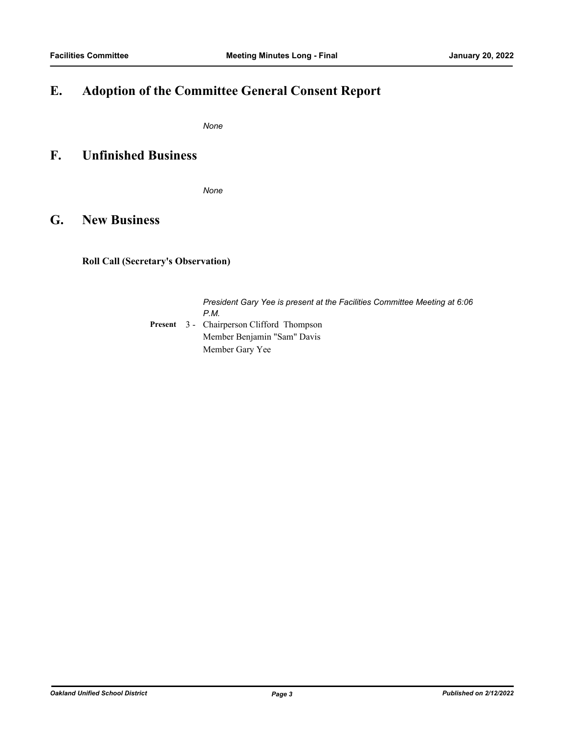## E. Adoption of the Committee General Consent Report

*None*

## F. Unfinished Business

*None*

## G. New Business

**Roll Call (Secretary's Observation)**

*President Gary Yee is present at the Facilities Committee Meeting at 6:06 P.M.*

**Present** 3 - Chairperson Clifford Thompson
Member Benjamin "Sam" Davis
Member Gary Yee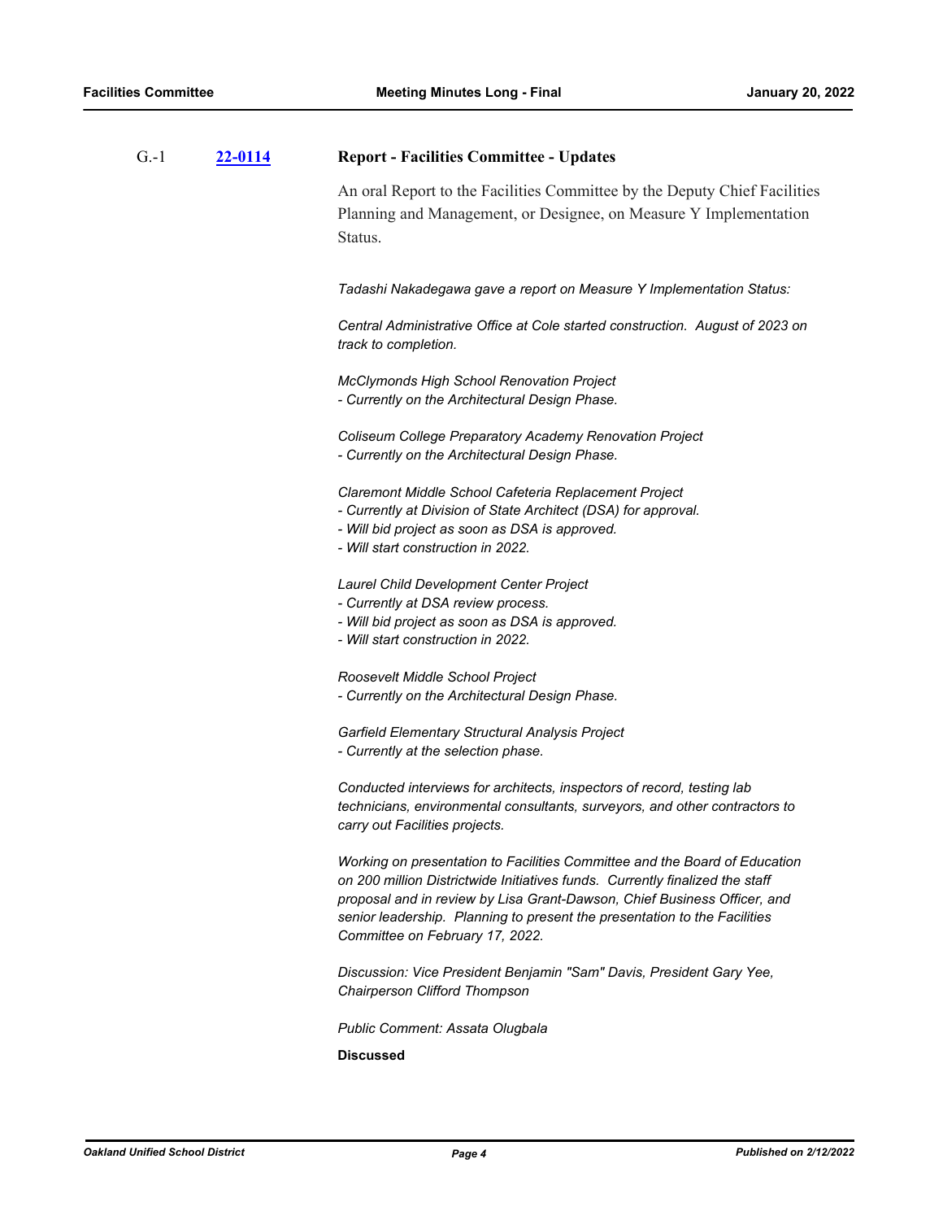G.-1 **22-0114** **Report - Facilities Committee - Updates**

An oral Report to the Facilities Committee by the Deputy Chief Facilities Planning and Management, or Designee, on Measure Y Implementation Status.

*Tadashi Nakadegawa gave a report on Measure Y Implementation Status:*

*Central Administrative Office at Cole started construction. August of 2023 on track to completion.*

*McClymonds High School Renovation Project*
*- Currently on the Architectural Design Phase.*

*Coliseum College Preparatory Academy Renovation Project*
*- Currently on the Architectural Design Phase.*

*Claremont Middle School Cafeteria Replacement Project*
*- Currently at Division of State Architect (DSA) for approval.*
*- Will bid project as soon as DSA is approved.*
*- Will start construction in 2022.*

*Laurel Child Development Center Project*
*- Currently at DSA review process.*
*- Will bid project as soon as DSA is approved.*
*- Will start construction in 2022.*

*Roosevelt Middle School Project*
*- Currently on the Architectural Design Phase.*

*Garfield Elementary Structural Analysis Project*
*- Currently at the selection phase.*

*Conducted interviews for architects, inspectors of record, testing lab technicians, environmental consultants, surveyors, and other contractors to carry out Facilities projects.*

*Working on presentation to Facilities Committee and the Board of Education on 200 million Districtwide Initiatives funds. Currently finalized the staff proposal and in review by Lisa Grant-Dawson, Chief Business Officer, and senior leadership. Planning to present the presentation to the Facilities Committee on February 17, 2022.*

*Discussion: Vice President Benjamin "Sam" Davis, President Gary Yee, Chairperson Clifford Thompson*

*Public Comment: Assata Olugbala*

**Discussed**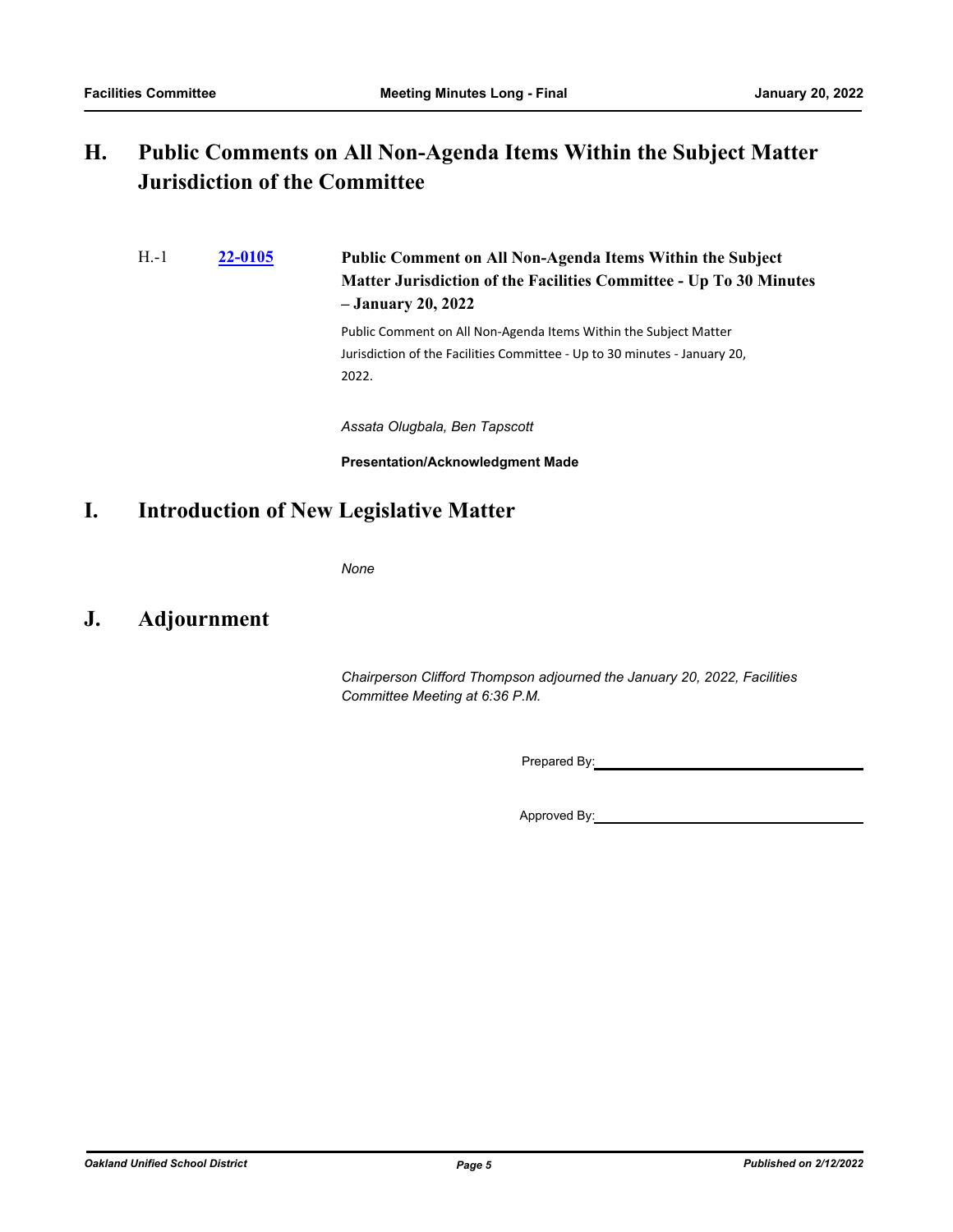## H. Public Comments on All Non-Agenda Items Within the Subject Matter Jurisdiction of the Committee

H.-1 **22-0105** **Public Comment on All Non-Agenda Items Within the Subject Matter Jurisdiction of the Facilities Committee - Up To 30 Minutes – January 20, 2022**

Public Comment on All Non-Agenda Items Within the Subject Matter Jurisdiction of the Facilities Committee - Up to 30 minutes - January 20, 2022.

*Assata Olugbala, Ben Tapscott*

**Presentation/Acknowledgment Made**

## I. Introduction of New Legislative Matter

*None*

## J. Adjournment

*Chairperson Clifford Thompson adjourned the January 20, 2022, Facilities Committee Meeting at 6:36 P.M.*

Prepared By:\_\_\_\_\_\_\_\_\_\_\_\_\_\_\_\_\_\_\_\_\_\_\_\_\_\_\_\_\_\_

Approved By:\_\_\_\_\_\_\_\_\_\_\_\_\_\_\_\_\_\_\_\_\_\_\_\_\_\_\_\_\_\_